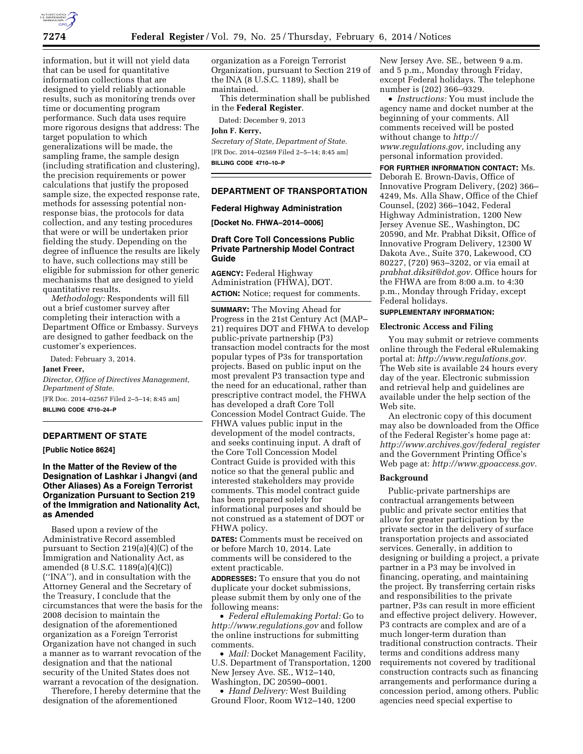information, but it will not yield data that can be used for quantitative information collections that are designed to yield reliably actionable results, such as monitoring trends over time or documenting program performance. Such data uses require more rigorous designs that address: The target population to which generalizations will be made, the sampling frame, the sample design (including stratification and clustering), the precision requirements or power calculations that justify the proposed sample size, the expected response rate, methods for assessing potential non-response bias, the protocols for data collection, and any testing procedures that were or will be undertaken prior fielding the study. Depending on the degree of influence the results are likely to have, such collections may still be eligible for submission for other generic mechanisms that are designed to yield quantitative results.

*Methodology:* Respondents will fill out a brief customer survey after completing their interaction with a Department Office or Embassy. Surveys are designed to gather feedback on the customer's experiences.

Dated: February 3, 2014.

**Janet Freer,**

*Director, Office of Directives Management, Department of State.*

[FR Doc. 2014–02567 Filed 2–5–14; 8:45 am]

**BILLING CODE 4710–24–P**

---

## DEPARTMENT OF STATE

**[Public Notice 8624]**

### In the Matter of the Review of the Designation of Lashkar i Jhangvi (and Other Aliases) As a Foreign Terrorist Organization Pursuant to Section 219 of the Immigration and Nationality Act, as Amended

Based upon a review of the Administrative Record assembled pursuant to Section 219(a)(4)(C) of the Immigration and Nationality Act, as amended (8 U.S.C. 1189(a)(4)(C)) (''INA''), and in consultation with the Attorney General and the Secretary of the Treasury, I conclude that the circumstances that were the basis for the 2008 decision to maintain the designation of the aforementioned organization as a Foreign Terrorist Organization have not changed in such a manner as to warrant revocation of the designation and that the national security of the United States does not warrant a revocation of the designation.

Therefore, I hereby determine that the designation of the aforementioned organization as a Foreign Terrorist Organization, pursuant to Section 219 of the INA (8 U.S.C. 1189), shall be maintained.

This determination shall be published in the **Federal Register**.

Dated: December 9, 2013

**John F. Kerry,**

*Secretary of State, Department of State.*

[FR Doc. 2014–02569 Filed 2–5–14; 8:45 am]

**BILLING CODE 4710–10–P**

---

## DEPARTMENT OF TRANSPORTATION

### Federal Highway Administration

**[Docket No. FHWA–2014–0006]**

### Draft Core Toll Concessions Public Private Partnership Model Contract Guide

**AGENCY:** Federal Highway Administration (FHWA), DOT.

**ACTION:** Notice; request for comments.

**SUMMARY:** The Moving Ahead for Progress in the 21st Century Act (MAP–21) requires DOT and FHWA to develop public-private partnership (P3) transaction model contracts for the most popular types of P3s for transportation projects. Based on public input on the most prevalent P3 transaction type and the need for an educational, rather than prescriptive contract model, the FHWA has developed a draft Core Toll Concession Model Contract Guide. The FHWA values public input in the development of the model contracts, and seeks continuing input. A draft of the Core Toll Concession Model Contract Guide is provided with this notice so that the general public and interested stakeholders may provide comments. This model contract guide has been prepared solely for informational purposes and should be not construed as a statement of DOT or FHWA policy.

**DATES:** Comments must be received on or before March 10, 2014. Late comments will be considered to the extent practicable.

**ADDRESSES:** To ensure that you do not duplicate your docket submissions, please submit them by only one of the following means:

- *Federal eRulemaking Portal:* Go to *http://www.regulations.gov* and follow the online instructions for submitting comments.
- *Mail:* Docket Management Facility, U.S. Department of Transportation, 1200 New Jersey Ave. SE., W12–140, Washington, DC 20590–0001.
- *Hand Delivery:* West Building Ground Floor, Room W12–140, 1200 New Jersey Ave. SE., between 9 a.m. and 5 p.m., Monday through Friday, except Federal holidays. The telephone number is (202) 366–9329.
- *Instructions:* You must include the agency name and docket number at the beginning of your comments. All comments received will be posted without change to *http://www.regulations.gov,* including any personal information provided.

**FOR FURTHER INFORMATION CONTACT:** Ms. Deborah E. Brown-Davis, Office of Innovative Program Delivery, (202) 366–4249, Ms. Alla Shaw, Office of the Chief Counsel, (202) 366–1042, Federal Highway Administration, 1200 New Jersey Avenue SE., Washington, DC 20590, and Mr. Prabhat Diksit, Office of Innovative Program Delivery, 12300 W Dakota Ave., Suite 370, Lakewood, CO 80227, (720) 963–3202, or via email at *prabhat.diksit@dot.gov.* Office hours for the FHWA are from 8:00 a.m. to 4:30 p.m., Monday through Friday, except Federal holidays.

**SUPPLEMENTARY INFORMATION:**

#### Electronic Access and Filing

You may submit or retrieve comments online through the Federal eRulemaking portal at: *http://www.regulations.gov.* The Web site is available 24 hours every day of the year. Electronic submission and retrieval help and guidelines are available under the help section of the Web site.

An electronic copy of this document may also be downloaded from the Office of the Federal Register's home page at: *http://www.archives.gov/federal_register* and the Government Printing Office's Web page at: *http://www.gpoaccess.gov.*

#### Background

Public-private partnerships are contractual arrangements between public and private sector entities that allow for greater participation by the private sector in the delivery of surface transportation projects and associated services. Generally, in addition to designing or building a project, a private partner in a P3 may be involved in financing, operating, and maintaining the project. By transferring certain risks and responsibilities to the private partner, P3s can result in more efficient and effective project delivery. However, P3 contracts are complex and are of a much longer-term duration than traditional construction contracts. Their terms and conditions address many requirements not covered by traditional construction contracts such as financing arrangements and performance during a concession period, among others. Public agencies need special expertise to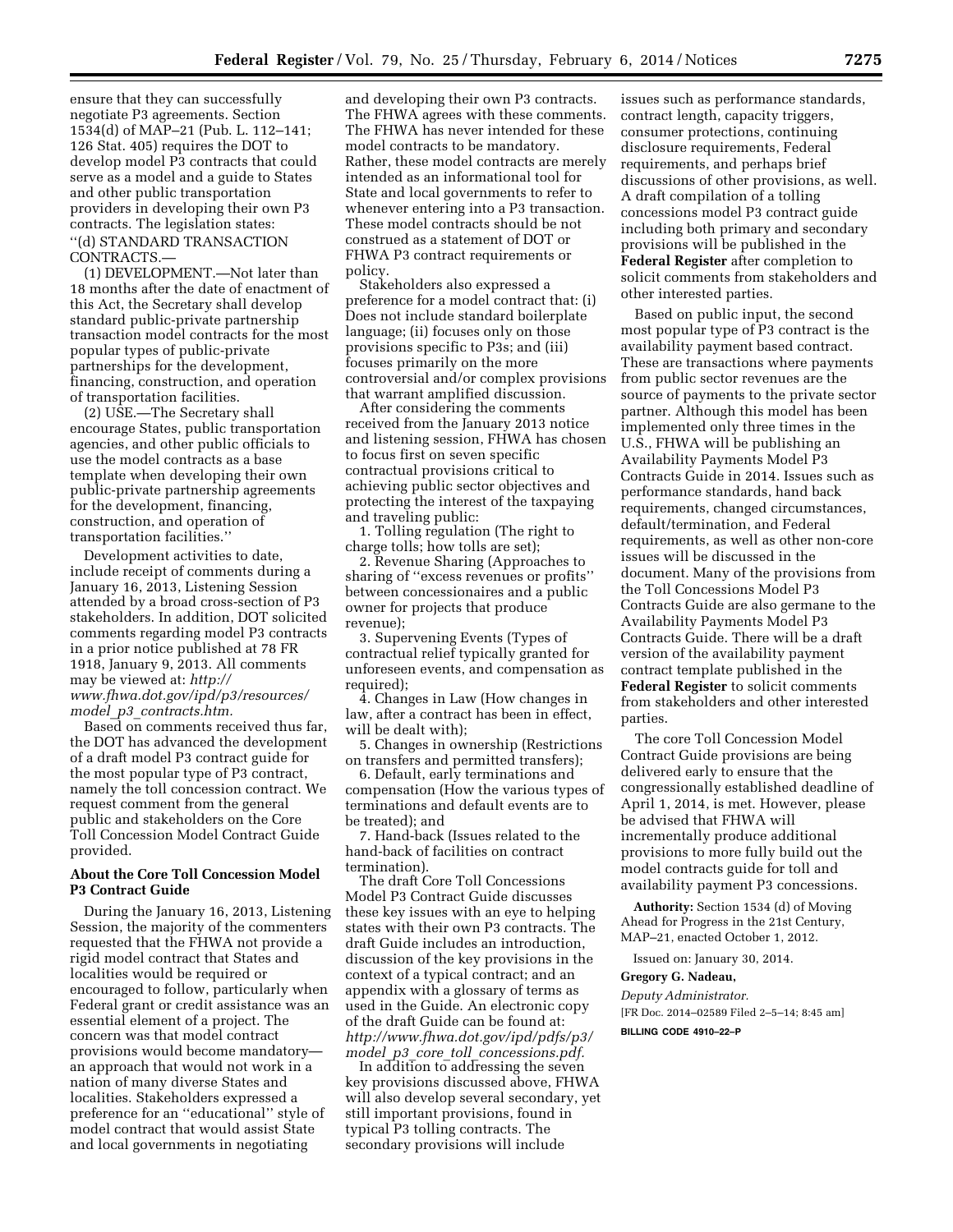ensure that they can successfully negotiate P3 agreements. Section 1534(d) of MAP–21 (Pub. L. 112–141; 126 Stat. 405) requires the DOT to develop model P3 contracts that could serve as a model and a guide to States and other public transportation providers in developing their own P3 contracts. The legislation states:

''(d) STANDARD TRANSACTION CONTRACTS.—

(1) DEVELOPMENT.—Not later than 18 months after the date of enactment of this Act, the Secretary shall develop standard public-private partnership transaction model contracts for the most popular types of public-private partnerships for the development, financing, construction, and operation of transportation facilities.

(2) USE.—The Secretary shall encourage States, public transportation agencies, and other public officials to use the model contracts as a base template when developing their own public-private partnership agreements for the development, financing, construction, and operation of transportation facilities.''

Development activities to date, include receipt of comments during a January 16, 2013, Listening Session attended by a broad cross-section of P3 stakeholders. In addition, DOT solicited comments regarding model P3 contracts in a prior notice published at 78 FR 1918, January 9, 2013. All comments may be viewed at: *http://www.fhwa.dot.gov/ipd/p3/resources/model_p3_contracts.htm.*

Based on comments received thus far, the DOT has advanced the development of a draft model P3 contract guide for the most popular type of P3 contract, namely the toll concession contract. We request comment from the general public and stakeholders on the Core Toll Concession Model Contract Guide provided.

**About the Core Toll Concession Model P3 Contract Guide**

During the January 16, 2013, Listening Session, the majority of the commenters requested that the FHWA not provide a rigid model contract that States and localities would be required or encouraged to follow, particularly when Federal grant or credit assistance was an essential element of a project. The concern was that model contract provisions would become mandatory—an approach that would not work in a nation of many diverse States and localities. Stakeholders expressed a preference for an ''educational'' style of model contract that would assist State and local governments in negotiating and developing their own P3 contracts. The FHWA agrees with these comments. The FHWA has never intended for these model contracts to be mandatory. Rather, these model contracts are merely intended as an informational tool for State and local governments to refer to whenever entering into a P3 transaction. These model contracts should be not construed as a statement of DOT or FHWA P3 contract requirements or policy.

Stakeholders also expressed a preference for a model contract that: (i) Does not include standard boilerplate language; (ii) focuses only on those provisions specific to P3s; and (iii) focuses primarily on the more controversial and/or complex provisions that warrant amplified discussion.

After considering the comments received from the January 2013 notice and listening session, FHWA has chosen to focus first on seven specific contractual provisions critical to achieving public sector objectives and protecting the interest of the taxpaying and traveling public:

1. Tolling regulation (The right to charge tolls; how tolls are set);
2. Revenue Sharing (Approaches to sharing of ''excess revenues or profits'' between concessionaires and a public owner for projects that produce revenue);
3. Supervening Events (Types of contractual relief typically granted for unforeseen events, and compensation as required);
4. Changes in Law (How changes in law, after a contract has been in effect, will be dealt with);
5. Changes in ownership (Restrictions on transfers and permitted transfers);
6. Default, early terminations and compensation (How the various types of terminations and default events are to be treated); and
7. Hand-back (Issues related to the hand-back of facilities on contract termination).

The draft Core Toll Concessions Model P3 Contract Guide discusses these key issues with an eye to helping states with their own P3 contracts. The draft Guide includes an introduction, discussion of the key provisions in the context of a typical contract; and an appendix with a glossary of terms as used in the Guide. An electronic copy of the draft Guide can be found at: *http://www.fhwa.dot.gov/ipd/pdfs/p3/model_p3_core_toll_concessions.pdf.*

In addition to addressing the seven key provisions discussed above, FHWA will also develop several secondary, yet still important provisions, found in typical P3 tolling contracts. The secondary provisions will include issues such as performance standards, contract length, capacity triggers, consumer protections, continuing disclosure requirements, Federal requirements, and perhaps brief discussions of other provisions, as well. A draft compilation of a tolling concessions model P3 contract guide including both primary and secondary provisions will be published in the **Federal Register** after completion to solicit comments from stakeholders and other interested parties.

Based on public input, the second most popular type of P3 contract is the availability payment based contract. These are transactions where payments from public sector revenues are the source of payments to the private sector partner. Although this model has been implemented only three times in the U.S., FHWA will be publishing an Availability Payments Model P3 Contracts Guide in 2014. Issues such as performance standards, hand back requirements, changed circumstances, default/termination, and Federal requirements, as well as other non-core issues will be discussed in the document. Many of the provisions from the Toll Concessions Model P3 Contracts Guide are also germane to the Availability Payments Model P3 Contracts Guide. There will be a draft version of the availability payment contract template published in the **Federal Register** to solicit comments from stakeholders and other interested parties.

The core Toll Concession Model Contract Guide provisions are being delivered early to ensure that the congressionally established deadline of April 1, 2014, is met. However, please be advised that FHWA will incrementally produce additional provisions to more fully build out the model contracts guide for toll and availability payment P3 concessions.

**Authority:** Section 1534 (d) of Moving Ahead for Progress in the 21st Century, MAP–21, enacted October 1, 2012.

Issued on: January 30, 2014.

**Gregory G. Nadeau,**

*Deputy Administrator.*

[FR Doc. 2014–02589 Filed 2–5–14; 8:45 am]

**BILLING CODE 4910–22–P**